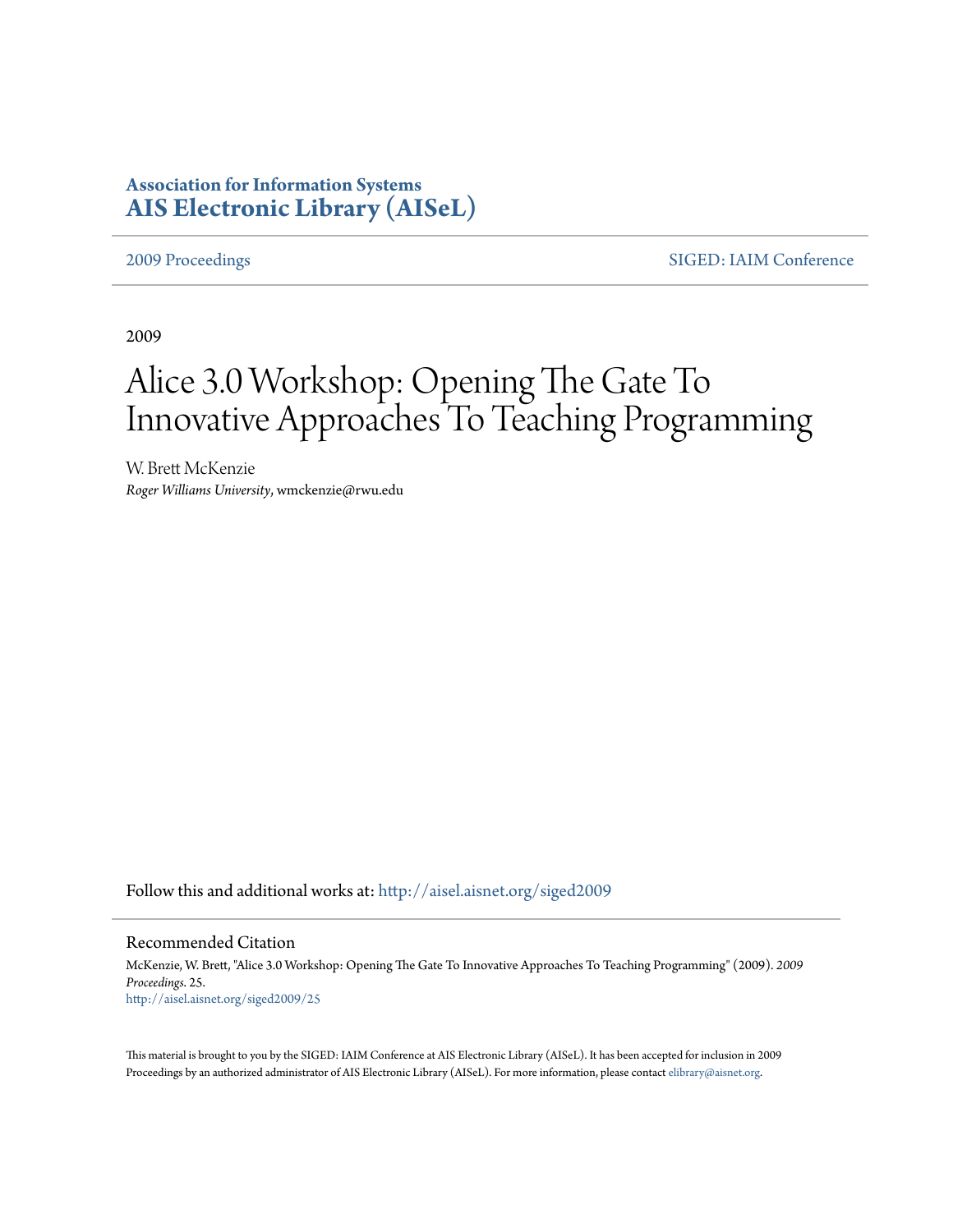**Association for Information Systems**
**AIS Electronic Library (AISeL)**

2009 Proceedings | SIGED: IAIM Conference

2009

# Alice 3.0 Workshop: Opening The Gate To Innovative Approaches To Teaching Programming

W. Brett McKenzie
*Roger Williams University*, wmckenzie@rwu.edu

Follow this and additional works at: http://aisel.aisnet.org/siged2009

## Recommended Citation

McKenzie, W. Brett, "Alice 3.0 Workshop: Opening The Gate To Innovative Approaches To Teaching Programming" (2009). *2009 Proceedings*. 25.
http://aisel.aisnet.org/siged2009/25

This material is brought to you by the SIGED: IAIM Conference at AIS Electronic Library (AISeL). It has been accepted for inclusion in 2009 Proceedings by an authorized administrator of AIS Electronic Library (AISeL). For more information, please contact elibrary@aisnet.org.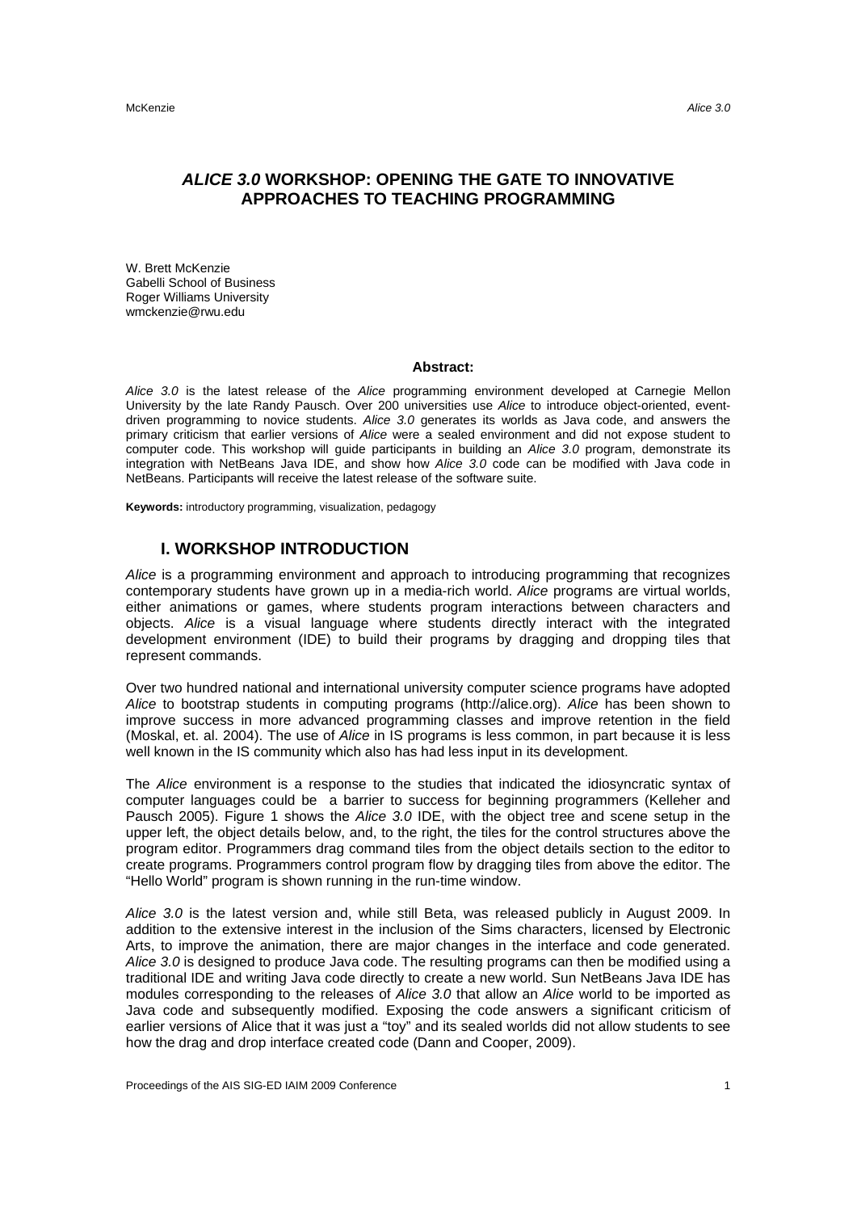# *ALICE 3.0* WORKSHOP: OPENING THE GATE TO INNOVATIVE APPROACHES TO TEACHING PROGRAMMING

W. Brett McKenzie
Gabelli School of Business
Roger Williams University
wmckenzie@rwu.edu

**Abstract:**

*Alice 3.0* is the latest release of the *Alice* programming environment developed at Carnegie Mellon University by the late Randy Pausch. Over 200 universities use *Alice* to introduce object-oriented, event-driven programming to novice students. *Alice 3.0* generates its worlds as Java code, and answers the primary criticism that earlier versions of *Alice* were a sealed environment and did not expose student to computer code. This workshop will guide participants in building an *Alice 3.0* program, demonstrate its integration with NetBeans Java IDE, and show how *Alice 3.0* code can be modified with Java code in NetBeans. Participants will receive the latest release of the software suite.

**Keywords:** introductory programming, visualization, pedagogy

## I. WORKSHOP INTRODUCTION

*Alice* is a programming environment and approach to introducing programming that recognizes contemporary students have grown up in a media-rich world. *Alice* programs are virtual worlds, either animations or games, where students program interactions between characters and objects. *Alice* is a visual language where students directly interact with the integrated development environment (IDE) to build their programs by dragging and dropping tiles that represent commands.

Over two hundred national and international university computer science programs have adopted *Alice* to bootstrap students in computing programs (http://alice.org). *Alice* has been shown to improve success in more advanced programming classes and improve retention in the field (Moskal, et. al. 2004). The use of *Alice* in IS programs is less common, in part because it is less well known in the IS community which also has had less input in its development.

The *Alice* environment is a response to the studies that indicated the idiosyncratic syntax of computer languages could be a barrier to success for beginning programmers (Kelleher and Pausch 2005). Figure 1 shows the *Alice 3.0* IDE, with the object tree and scene setup in the upper left, the object details below, and, to the right, the tiles for the control structures above the program editor. Programmers drag command tiles from the object details section to the editor to create programs. Programmers control program flow by dragging tiles from above the editor. The "Hello World" program is shown running in the run-time window.

*Alice 3.0* is the latest version and, while still Beta, was released publicly in August 2009. In addition to the extensive interest in the inclusion of the Sims characters, licensed by Electronic Arts, to improve the animation, there are major changes in the interface and code generated. *Alice 3.0* is designed to produce Java code. The resulting programs can then be modified using a traditional IDE and writing Java code directly to create a new world. Sun NetBeans Java IDE has modules corresponding to the releases of *Alice 3.0* that allow an *Alice* world to be imported as Java code and subsequently modified. Exposing the code answers a significant criticism of earlier versions of Alice that it was just a "toy" and its sealed worlds did not allow students to see how the drag and drop interface created code (Dann and Cooper, 2009).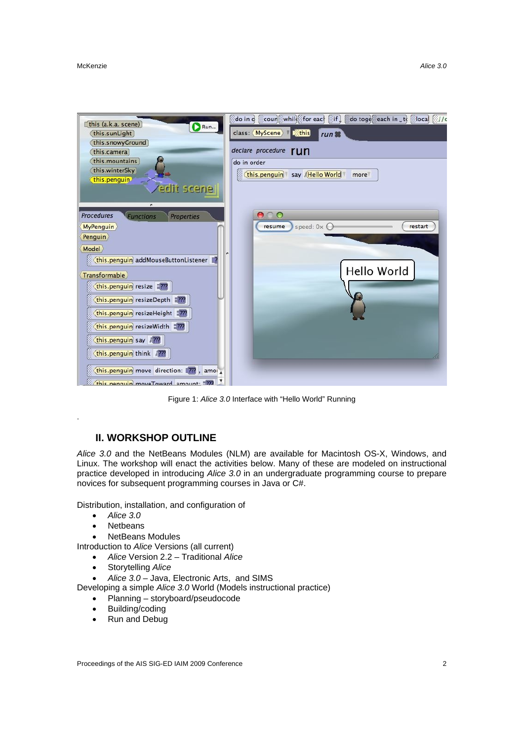Figure 1: *Alice 3.0* Interface with "Hello World" Running

## II. WORKSHOP OUTLINE

*Alice 3.0* and the NetBeans Modules (NLM) are available for Macintosh OS-X, Windows, and Linux. The workshop will enact the activities below. Many of these are modeled on instructional practice developed in introducing *Alice 3.0* in an undergraduate programming course to prepare novices for subsequent programming courses in Java or C#.

Distribution, installation, and configuration of

- *Alice 3.0*
- Netbeans
- NetBeans Modules

Introduction to *Alice* Versions (all current)

- *Alice* Version 2.2 – Traditional *Alice*
- Storytelling *Alice*
- *Alice 3.0* – Java, Electronic Arts, and SIMS

Developing a simple *Alice 3.0* World (Models instructional practice)

- Planning – storyboard/pseudocode
- Building/coding
- Run and Debug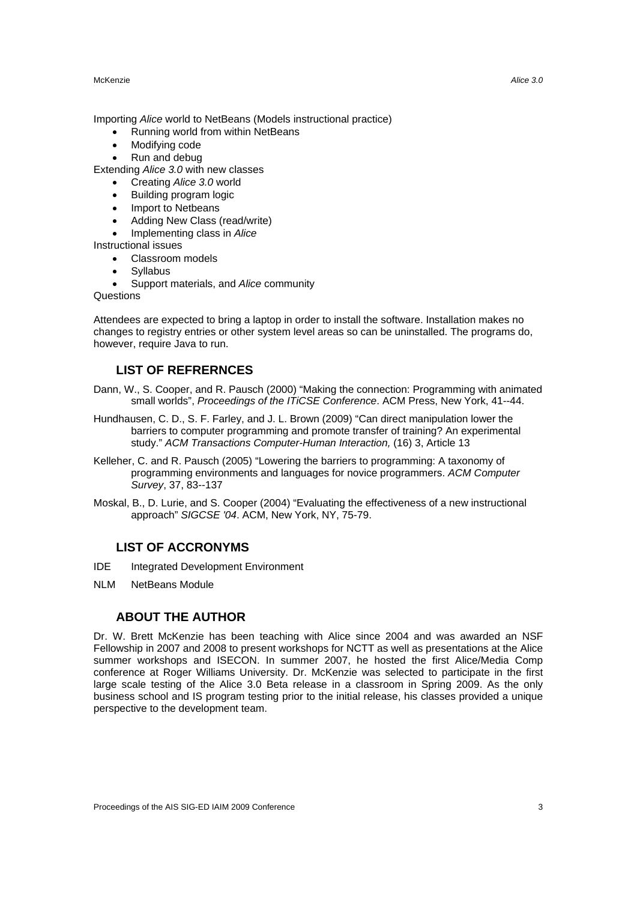Importing *Alice* world to NetBeans (Models instructional practice)

- Running world from within NetBeans
- Modifying code
- Run and debug

Extending *Alice 3.0* with new classes

- Creating *Alice 3.0* world
- Building program logic
- Import to Netbeans
- Adding New Class (read/write)
- Implementing class in *Alice*

Instructional issues

- Classroom models
- Syllabus
- Support materials, and *Alice* community

Questions

Attendees are expected to bring a laptop in order to install the software. Installation makes no changes to registry entries or other system level areas so can be uninstalled. The programs do, however, require Java to run.

## LIST OF REFRERNCES

Dann, W., S. Cooper, and R. Pausch (2000) "Making the connection: Programming with animated small worlds", *Proceedings of the ITiCSE Conference*. ACM Press, New York, 41--44.

Hundhausen, C. D., S. F. Farley, and J. L. Brown (2009) "Can direct manipulation lower the barriers to computer programming and promote transfer of training? An experimental study." *ACM Transactions Computer-Human Interaction,* (16) 3, Article 13

Kelleher, C. and R. Pausch (2005) "Lowering the barriers to programming: A taxonomy of programming environments and languages for novice programmers. *ACM Computer Survey*, 37, 83--137

Moskal, B., D. Lurie, and S. Cooper (2004) "Evaluating the effectiveness of a new instructional approach" *SIGCSE '04*. ACM, New York, NY, 75-79.

## LIST OF ACCRONYMS

IDE Integrated Development Environment

NLM NetBeans Module

## ABOUT THE AUTHOR

Dr. W. Brett McKenzie has been teaching with Alice since 2004 and was awarded an NSF Fellowship in 2007 and 2008 to present workshops for NCTT as well as presentations at the Alice summer workshops and ISECON. In summer 2007, he hosted the first Alice/Media Comp conference at Roger Williams University. Dr. McKenzie was selected to participate in the first large scale testing of the Alice 3.0 Beta release in a classroom in Spring 2009. As the only business school and IS program testing prior to the initial release, his classes provided a unique perspective to the development team.